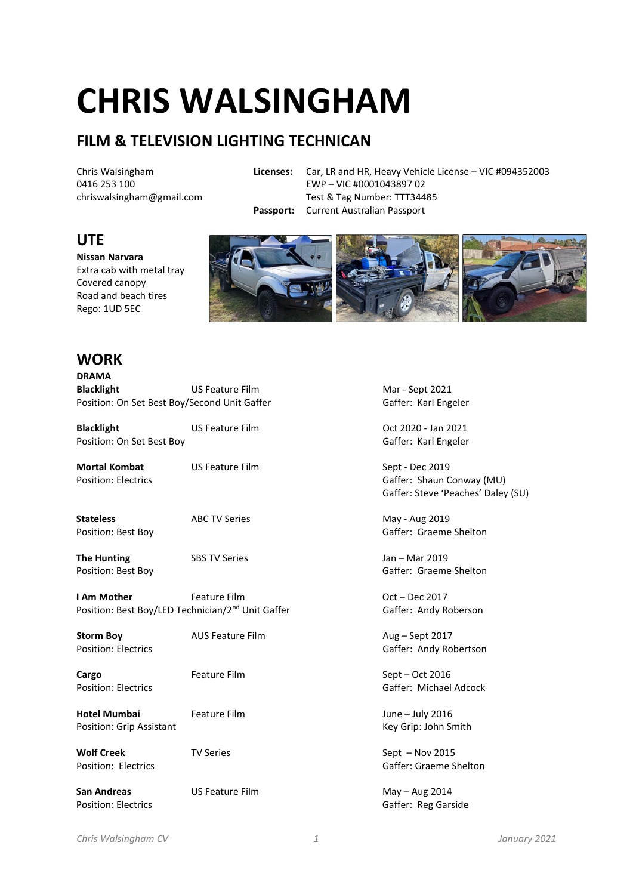# CHRIS WALSINGHAM

## FILM & TELEVISION LIGHTING TECHNICAN

Chris Walsingham
0416 253 100
chriswalsingham@gmail.com

**Licenses:** Car, LR and HR, Heavy Vehicle License – VIC #094352003
EWP – VIC #0001043897 02
Test & Tag Number: TTT34485
**Passport:** Current Australian Passport

## UTE

**Nissan Narvara**
Extra cab with metal tray
Covered canopy
Road and beach tires
Rego: 1UD 5EC

## WORK

**DRAMA**

**Blacklight** US Feature Film — Mar - Sept 2021
Position: On Set Best Boy/Second Unit Gaffer — Gaffer: Karl Engeler

**Blacklight** US Feature Film — Oct 2020 - Jan 2021
Position: On Set Best Boy — Gaffer: Karl Engeler

**Mortal Kombat** US Feature Film — Sept - Dec 2019
Position: Electrics — Gaffer: Shaun Conway (MU)
Gaffer: Steve 'Peaches' Daley (SU)

**Stateless** ABC TV Series — May - Aug 2019
Position: Best Boy — Gaffer: Graeme Shelton

**The Hunting** SBS TV Series — Jan – Mar 2019
Position: Best Boy — Gaffer: Graeme Shelton

**I Am Mother** Feature Film — Oct – Dec 2017
Position: Best Boy/LED Technician/2nd Unit Gaffer — Gaffer: Andy Roberson

**Storm Boy** AUS Feature Film — Aug – Sept 2017
Position: Electrics — Gaffer: Andy Robertson

**Cargo** Feature Film — Sept – Oct 2016
Position: Electrics — Gaffer: Michael Adcock

**Hotel Mumbai** Feature Film — June – July 2016
Position: Grip Assistant — Key Grip: John Smith

**Wolf Creek** TV Series — Sept – Nov 2015
Position: Electrics — Gaffer: Graeme Shelton

**San Andreas** US Feature Film — May – Aug 2014
Position: Electrics — Gaffer: Reg Garside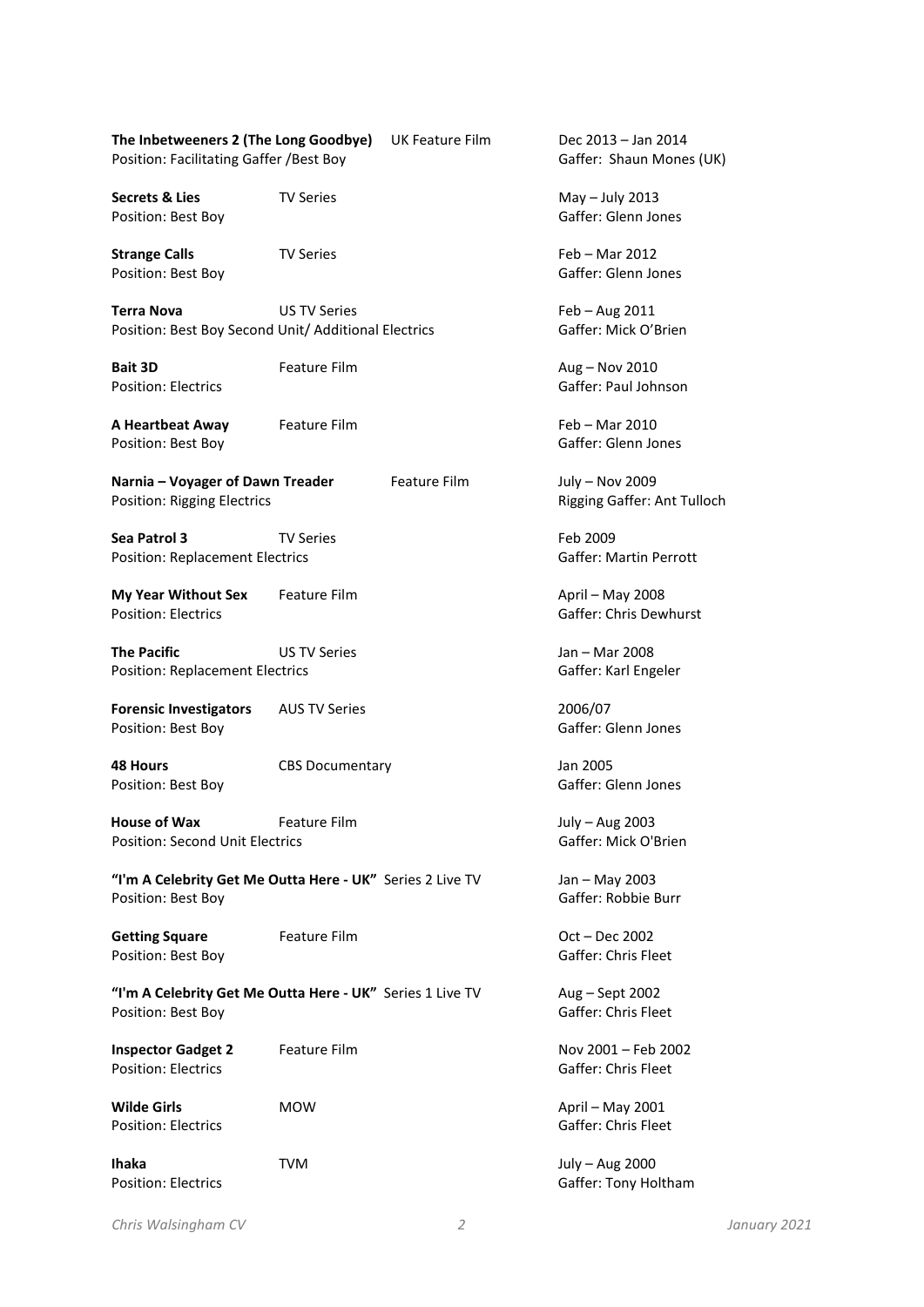**The Inbetweeners 2 (The Long Goodbye)** UK Feature Film Dec 2013 – Jan 2014
Position: Facilitating Gaffer /Best Boy Gaffer: Shaun Mones (UK)

**Secrets & Lies** TV Series May – July 2013
Position: Best Boy Gaffer: Glenn Jones

**Strange Calls** TV Series Feb – Mar 2012
Position: Best Boy Gaffer: Glenn Jones

**Terra Nova** US TV Series Feb – Aug 2011
Position: Best Boy Second Unit/ Additional Electrics Gaffer: Mick O'Brien

**Bait 3D** Feature Film Aug – Nov 2010
Position: Electrics Gaffer: Paul Johnson

**A Heartbeat Away** Feature Film Feb – Mar 2010
Position: Best Boy Gaffer: Glenn Jones

**Narnia – Voyager of Dawn Treader** Feature Film July – Nov 2009
Position: Rigging Electrics Rigging Gaffer: Ant Tulloch

**Sea Patrol 3** TV Series Feb 2009
Position: Replacement Electrics Gaffer: Martin Perrott

**My Year Without Sex** Feature Film April – May 2008
Position: Electrics Gaffer: Chris Dewhurst

**The Pacific** US TV Series Jan – Mar 2008
Position: Replacement Electrics Gaffer: Karl Engeler

**Forensic Investigators** AUS TV Series 2006/07
Position: Best Boy Gaffer: Glenn Jones

**48 Hours** CBS Documentary Jan 2005
Position: Best Boy Gaffer: Glenn Jones

**House of Wax** Feature Film July – Aug 2003
Position: Second Unit Electrics Gaffer: Mick O'Brien

**"I'm A Celebrity Get Me Outta Here - UK"** Series 2 Live TV Jan – May 2003
Position: Best Boy Gaffer: Robbie Burr

**Getting Square** Feature Film Oct – Dec 2002
Position: Best Boy Gaffer: Chris Fleet

**"I'm A Celebrity Get Me Outta Here - UK"** Series 1 Live TV Aug – Sept 2002
Position: Best Boy Gaffer: Chris Fleet

**Inspector Gadget 2** Feature Film Nov 2001 – Feb 2002
Position: Electrics Gaffer: Chris Fleet

**Wilde Girls** MOW April – May 2001
Position: Electrics Gaffer: Chris Fleet

**Ihaka** TVM July – Aug 2000
Position: Electrics Gaffer: Tony Holtham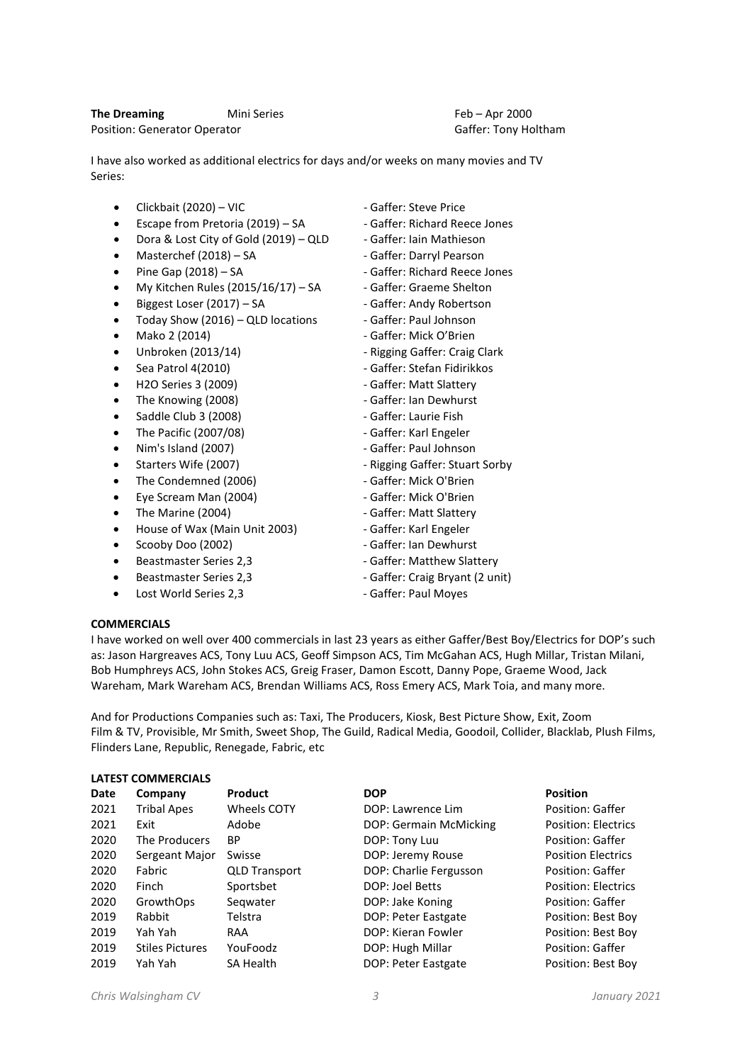**The Dreaming** Mini Series Feb – Apr 2000
Position: Generator Operator Gaffer: Tony Holtham

I have also worked as additional electrics for days and/or weeks on many movies and TV Series:

- Clickbait (2020) – VIC - Gaffer: Steve Price
- Escape from Pretoria (2019) – SA - Gaffer: Richard Reece Jones
- Dora & Lost City of Gold (2019) – QLD - Gaffer: Iain Mathieson
- Masterchef (2018) – SA - Gaffer: Darryl Pearson
- Pine Gap (2018) – SA - Gaffer: Richard Reece Jones
- My Kitchen Rules (2015/16/17) – SA - Gaffer: Graeme Shelton
- Biggest Loser (2017) – SA - Gaffer: Andy Robertson
- Today Show (2016) – QLD locations - Gaffer: Paul Johnson
- Mako 2 (2014) - Gaffer: Mick O'Brien
- Unbroken (2013/14) - Rigging Gaffer: Craig Clark
- Sea Patrol 4(2010) - Gaffer: Stefan Fidirikkos
- H2O Series 3 (2009) - Gaffer: Matt Slattery
- The Knowing (2008) - Gaffer: Ian Dewhurst
- Saddle Club 3 (2008) - Gaffer: Laurie Fish
- The Pacific (2007/08) - Gaffer: Karl Engeler
- Nim's Island (2007) - Gaffer: Paul Johnson
- Starters Wife (2007) - Rigging Gaffer: Stuart Sorby
- The Condemned (2006) - Gaffer: Mick O'Brien
- Eye Scream Man (2004) - Gaffer: Mick O'Brien
- The Marine (2004) - Gaffer: Matt Slattery
- House of Wax (Main Unit 2003) - Gaffer: Karl Engeler
- Scooby Doo (2002) - Gaffer: Ian Dewhurst
- Beastmaster Series 2,3 - Gaffer: Matthew Slattery
- Beastmaster Series 2,3 - Gaffer: Craig Bryant (2 unit)
- Lost World Series 2,3 - Gaffer: Paul Moyes

**COMMERCIALS**

I have worked on well over 400 commercials in last 23 years as either Gaffer/Best Boy/Electrics for DOP's such as: Jason Hargreaves ACS, Tony Luu ACS, Geoff Simpson ACS, Tim McGahan ACS, Hugh Millar, Tristan Milani, Bob Humphreys ACS, John Stokes ACS, Greig Fraser, Damon Escott, Danny Pope, Graeme Wood, Jack Wareham, Mark Wareham ACS, Brendan Williams ACS, Ross Emery ACS, Mark Toia, and many more.

And for Productions Companies such as: Taxi, The Producers, Kiosk, Best Picture Show, Exit, Zoom Film & TV, Provisible, Mr Smith, Sweet Shop, The Guild, Radical Media, Goodoil, Collider, Blacklab, Plush Films, Flinders Lane, Republic, Renegade, Fabric, etc

**LATEST COMMERCIALS**

| Date | Company | Product | DOP | Position |
|---|---|---|---|---|
| 2021 | Tribal Apes | Wheels COTY | DOP: Lawrence Lim | Position: Gaffer |
| 2021 | Exit | Adobe | DOP: Germain McMicking | Position: Electrics |
| 2020 | The Producers | BP | DOP: Tony Luu | Position: Gaffer |
| 2020 | Sergeant Major | Swisse | DOP: Jeremy Rouse | Position Electrics |
| 2020 | Fabric | QLD Transport | DOP: Charlie Fergusson | Position: Gaffer |
| 2020 | Finch | Sportsbet | DOP: Joel Betts | Position: Electrics |
| 2020 | GrowthOps | Seqwater | DOP: Jake Koning | Position: Gaffer |
| 2019 | Rabbit | Telstra | DOP: Peter Eastgate | Position: Best Boy |
| 2019 | Yah Yah | RAA | DOP: Kieran Fowler | Position: Best Boy |
| 2019 | Stiles Pictures | YouFoodz | DOP: Hugh Millar | Position: Gaffer |
| 2019 | Yah Yah | SA Health | DOP: Peter Eastgate | Position: Best Boy |